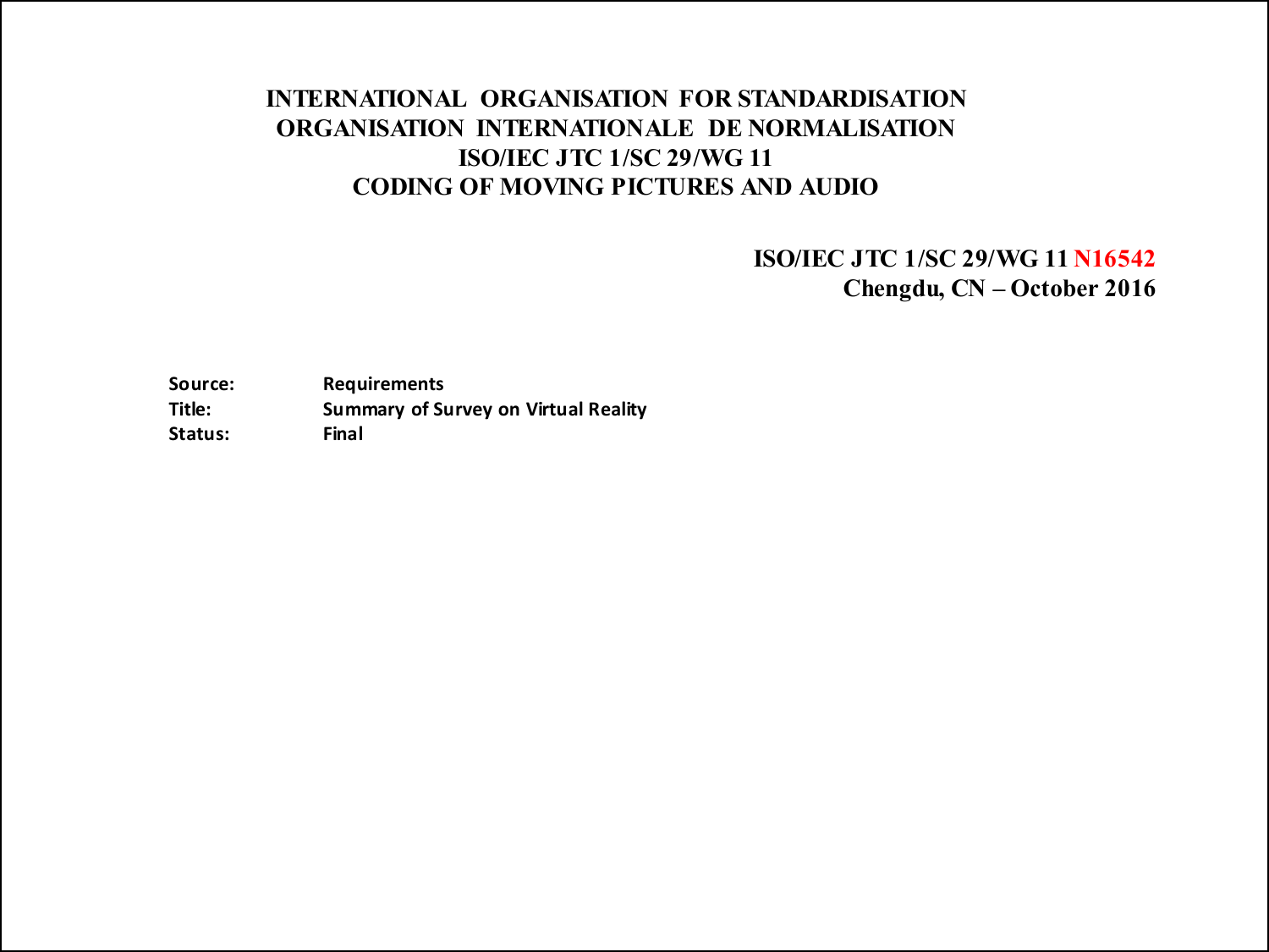**INTERNATIONAL ORGANISATION FOR STANDARDISATION**
**ORGANISATION INTERNATIONALE DE NORMALISATION**
**ISO/IEC JTC 1/SC 29/WG 11**
**CODING OF MOVING PICTURES AND AUDIO**

**ISO/IEC JTC 1/SC 29/WG 11 N16542**
**Chengdu, CN – October 2016**

**Source:** Requirements
**Title:** Summary of Survey on Virtual Reality
**Status:** Final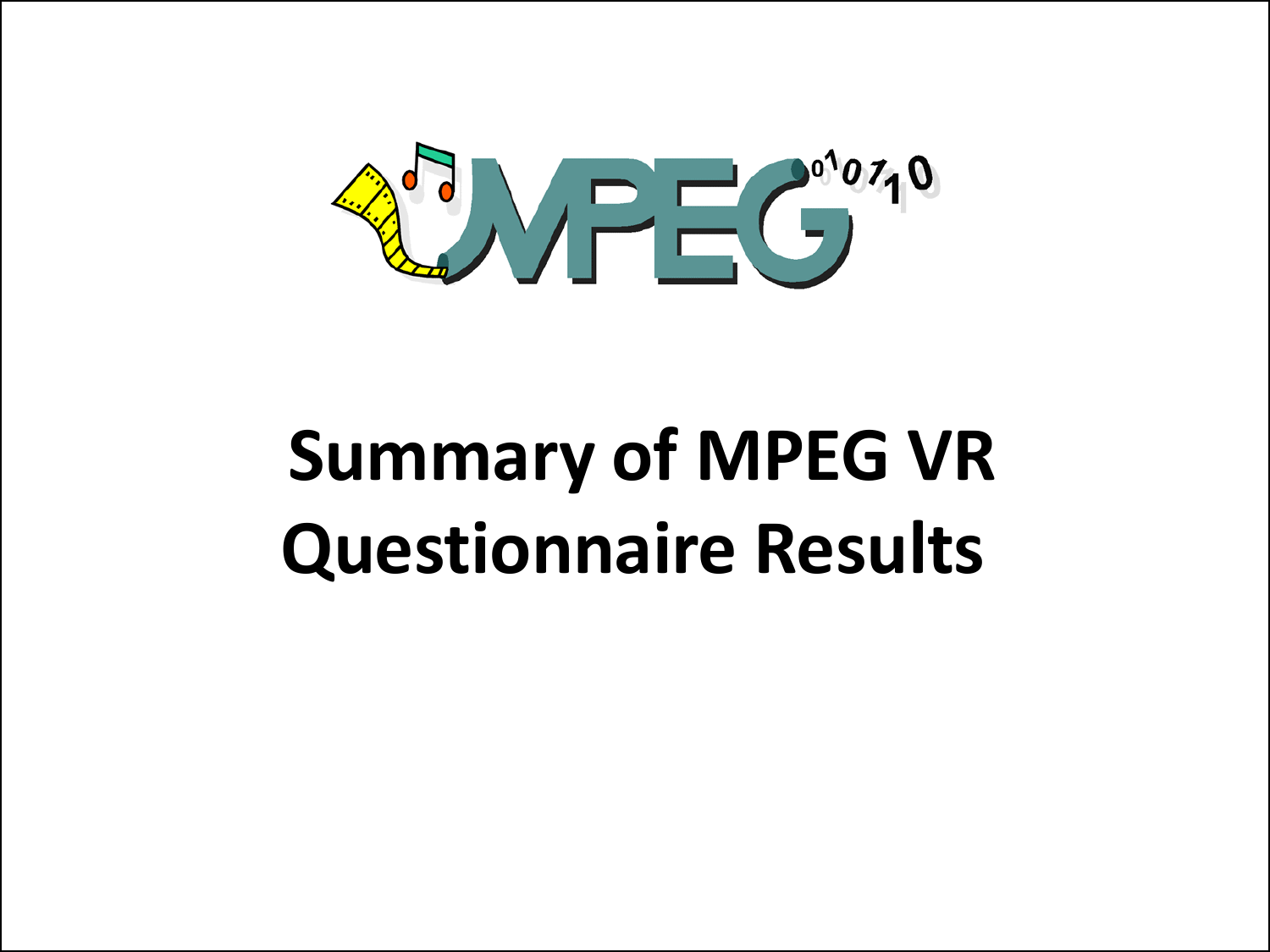# Summary of MPEG VR Questionnaire Results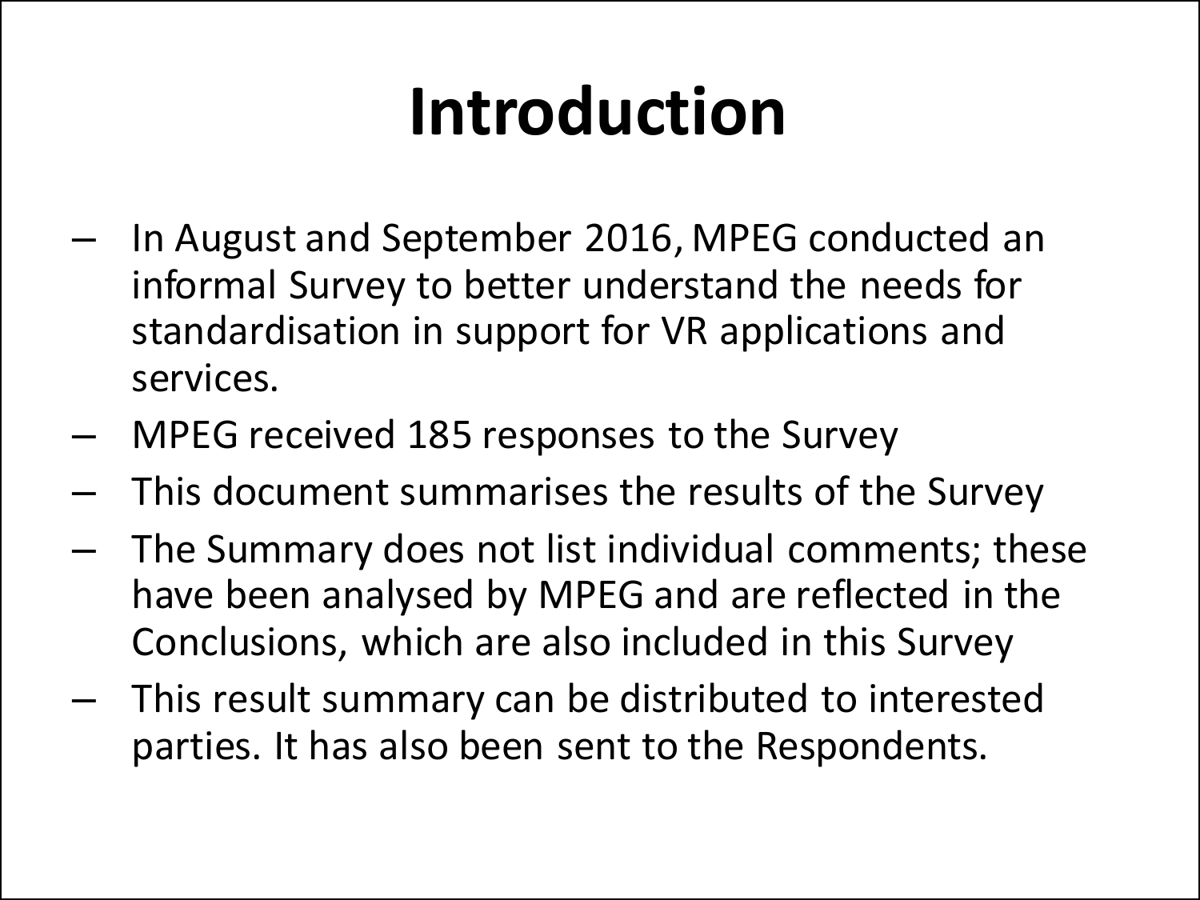# Introduction

- In August and September 2016, MPEG conducted an informal Survey to better understand the needs for standardisation in support for VR applications and services.
- MPEG received 185 responses to the Survey
- This document summarises the results of the Survey
- The Summary does not list individual comments; these have been analysed by MPEG and are reflected in the Conclusions, which are also included in this Survey
- This result summary can be distributed to interested parties. It has also been sent to the Respondents.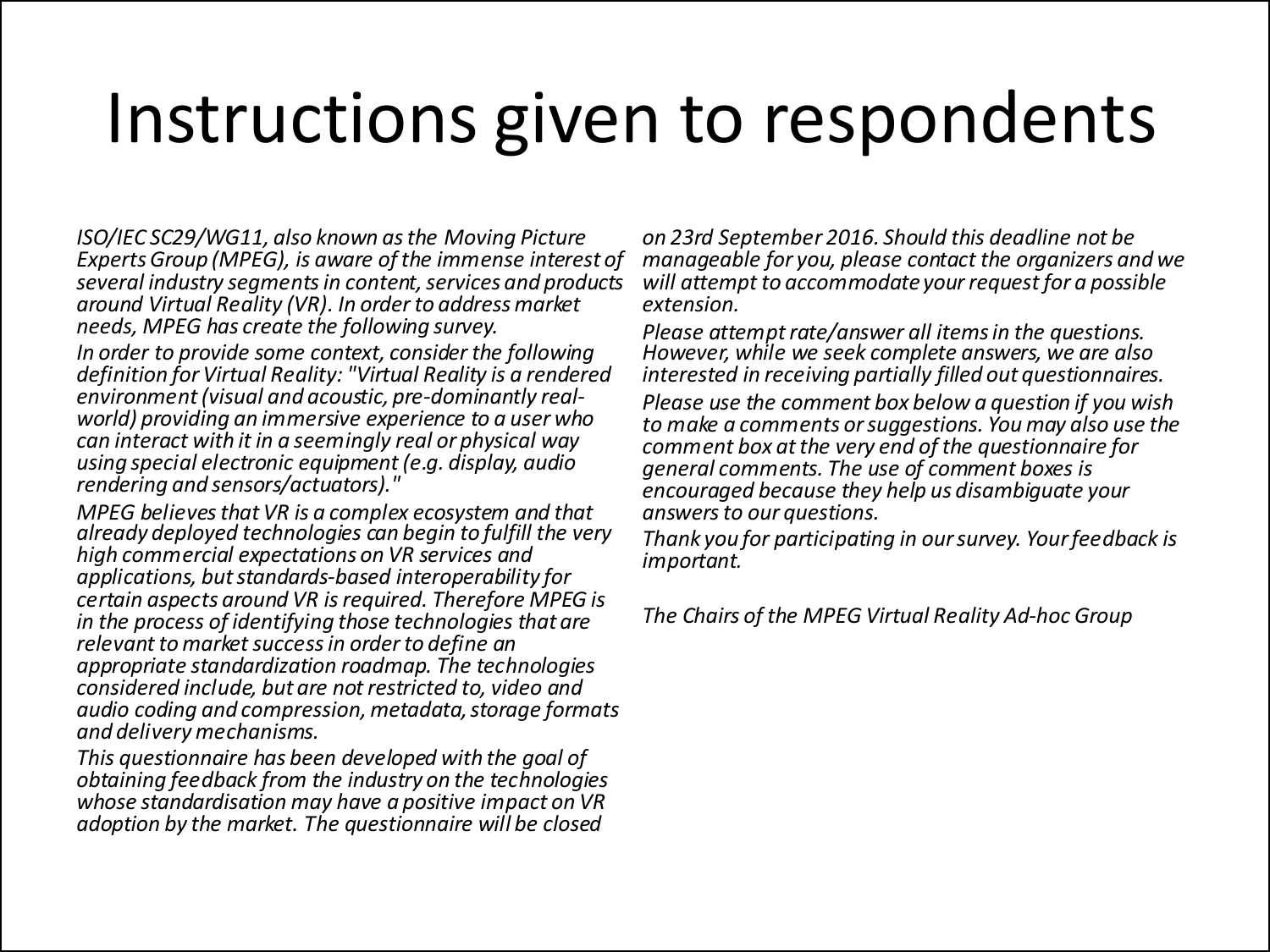# Instructions given to respondents

*ISO/IEC SC29/WG11, also known as the Moving Picture Experts Group (MPEG), is aware of the immense interest of several industry segments in content, services and products around Virtual Reality (VR). In order to address market needs, MPEG has create the following survey.*

*In order to provide some context, consider the following definition for Virtual Reality: "Virtual Reality is a rendered environment (visual and acoustic, pre-dominantly real-world) providing an immersive experience to a user who can interact with it in a seemingly real or physical way using special electronic equipment (e.g. display, audio rendering and sensors/actuators)."*

*MPEG believes that VR is a complex ecosystem and that already deployed technologies can begin to fulfill the very high commercial expectations on VR services and applications, but standards-based interoperability for certain aspects around VR is required. Therefore MPEG is in the process of identifying those technologies that are relevant to market success in order to define an appropriate standardization roadmap. The technologies considered include, but are not restricted to, video and audio coding and compression, metadata, storage formats and delivery mechanisms.*

*This questionnaire has been developed with the goal of obtaining feedback from the industry on the technologies whose standardisation may have a positive impact on VR adoption by the market. The questionnaire will be closed on 23rd September 2016. Should this deadline not be manageable for you, please contact the organizers and we will attempt to accommodate your request for a possible extension.*

*Please attempt rate/answer all items in the questions. However, while we seek complete answers, we are also interested in receiving partially filled out questionnaires.*

*Please use the comment box below a question if you wish to make a comments or suggestions. You may also use the comment box at the very end of the questionnaire for general comments. The use of comment boxes is encouraged because they help us disambiguate your answers to our questions.*

*Thank you for participating in our survey. Your feedback is important.*

*The Chairs of the MPEG Virtual Reality Ad-hoc Group*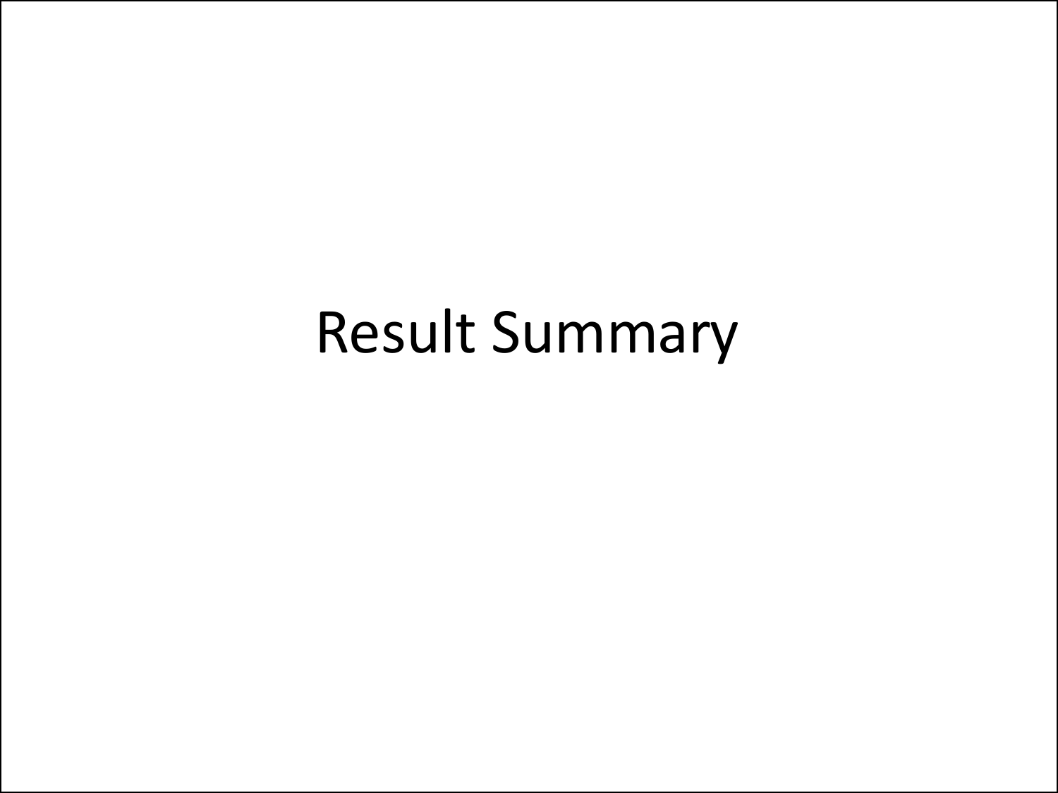# Result Summary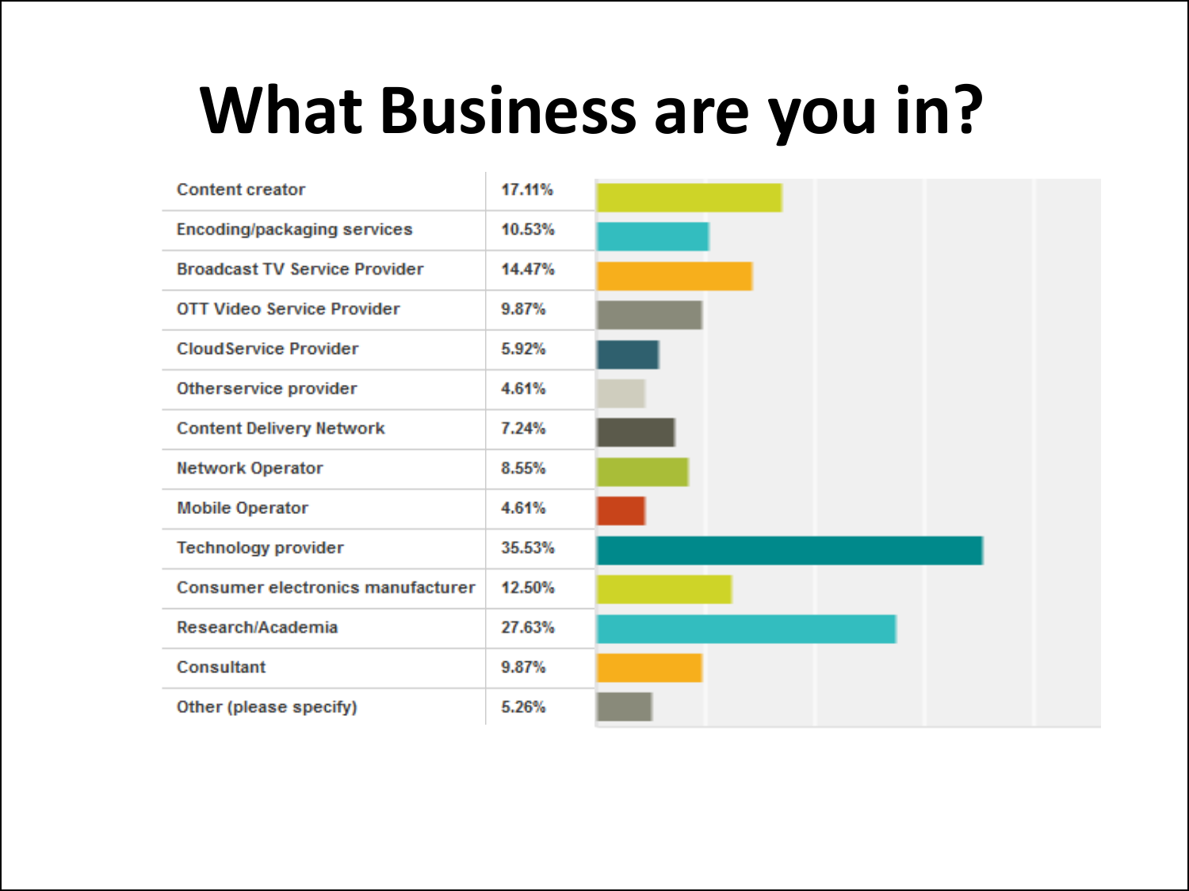# What Business are you in?

| Business | Percentage |
| --- | --- |
| Content creator | 17.11% |
| Encoding/packaging services | 10.53% |
| Broadcast TV Service Provider | 14.47% |
| OTT Video Service Provider | 9.87% |
| CloudService Provider | 5.92% |
| Otherservice provider | 4.61% |
| Content Delivery Network | 7.24% |
| Network Operator | 8.55% |
| Mobile Operator | 4.61% |
| Technology provider | 35.53% |
| Consumer electronics manufacturer | 12.50% |
| Research/Academia | 27.63% |
| Consultant | 9.87% |
| Other (please specify) | 5.26% |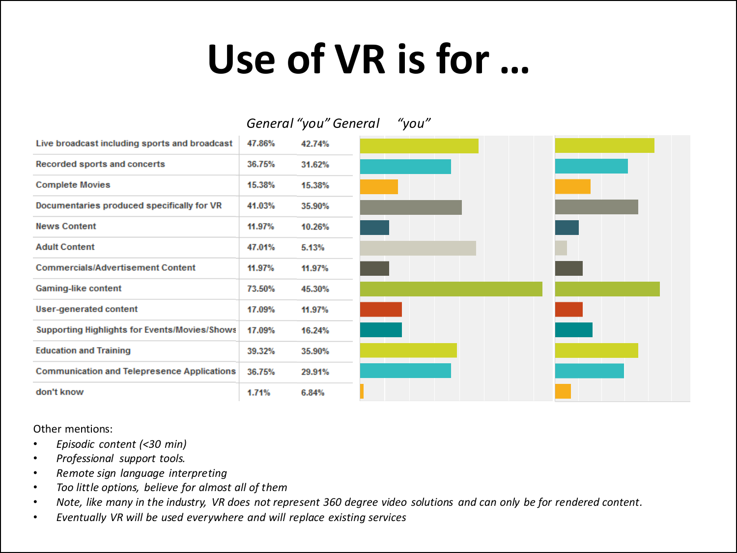# Use of VR is for …

| | General | "you" |
|---|---|---|
| Live broadcast including sports and broadcast | 47.86% | 42.74% |
| Recorded sports and concerts | 36.75% | 31.62% |
| Complete Movies | 15.38% | 15.38% |
| Documentaries produced specifically for VR | 41.03% | 35.90% |
| News Content | 11.97% | 10.26% |
| Adult Content | 47.01% | 5.13% |
| Commercials/Advertisement Content | 11.97% | 11.97% |
| Gaming-like content | 73.50% | 45.30% |
| User-generated content | 17.09% | 11.97% |
| Supporting Highlights for Events/Movies/Shows | 17.09% | 16.24% |
| Education and Training | 39.32% | 35.90% |
| Communication and Telepresence Applications | 36.75% | 29.91% |
| don't know | 1.71% | 6.84% |

Other mentions:

- *Episodic content (<30 min)*
- *Professional support tools.*
- *Remote sign language interpreting*
- *Too little options, believe for almost all of them*
- *Note, like many in the industry, VR does not represent 360 degree video solutions and can only be for rendered content.*
- *Eventually VR will be used everywhere and will replace existing services*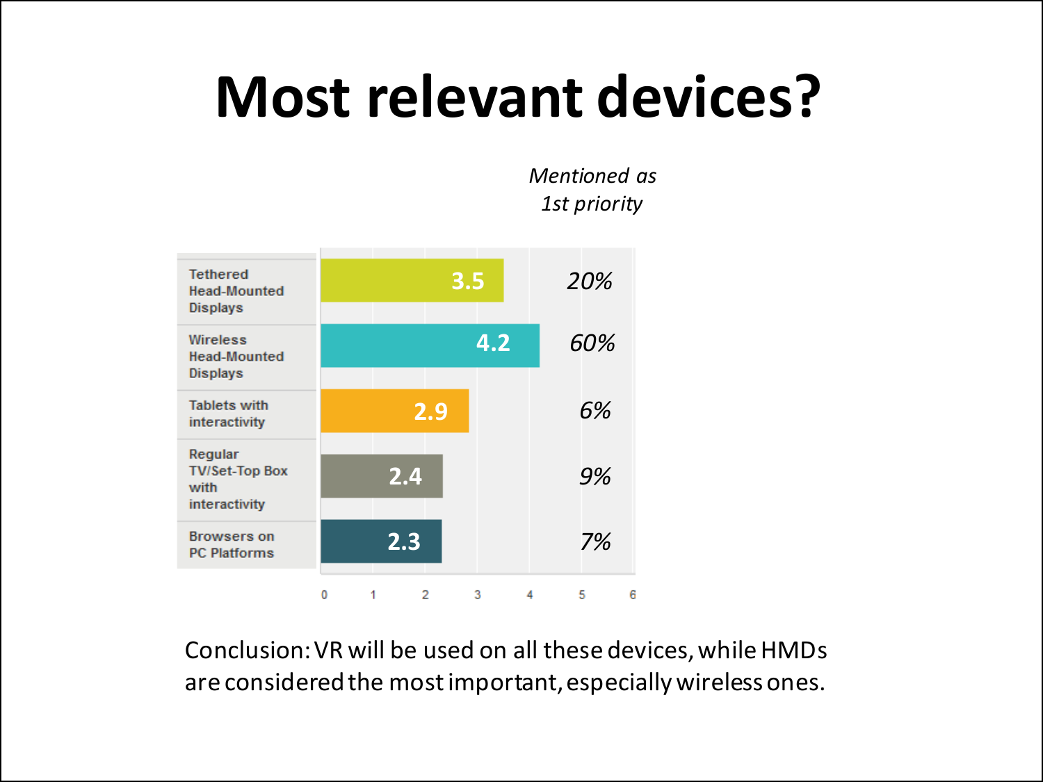# Most relevant devices?

| Device | Score | *Mentioned as 1st priority* |
|---|---|---|
| Tethered Head-Mounted Displays | 3.5 | *20%* |
| Wireless Head-Mounted Displays | 4.2 | *60%* |
| Tablets with interactivity | 2.9 | *6%* |
| Regular TV/Set-Top Box with interactivity | 2.4 | *9%* |
| Browsers on PC Platforms | 2.3 | *7%* |

Conclusion: VR will be used on all these devices, while HMDs are considered the most important, especially wireless ones.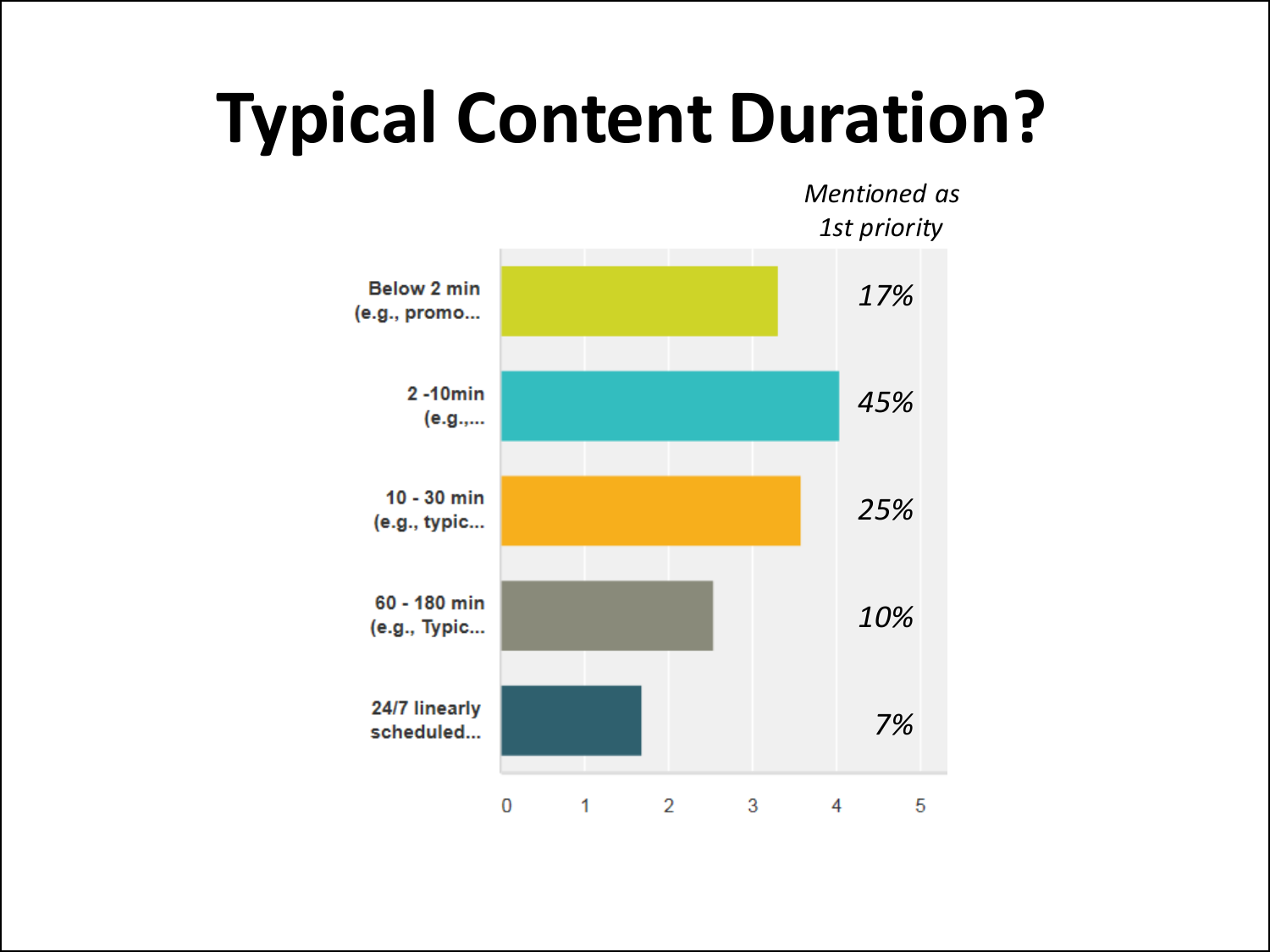# Typical Content Duration?

| | *Mentioned as 1st priority* |
|---|---|
| Below 2 min (e.g., promo... | *17%* |
| 2 -10min (e.g.,... | *45%* |
| 10 - 30 min (e.g., typic... | *25%* |
| 60 - 180 min (e.g., Typic... | *10%* |
| 24/7 linearly scheduled... | *7%* |

0 1 2 3 4 5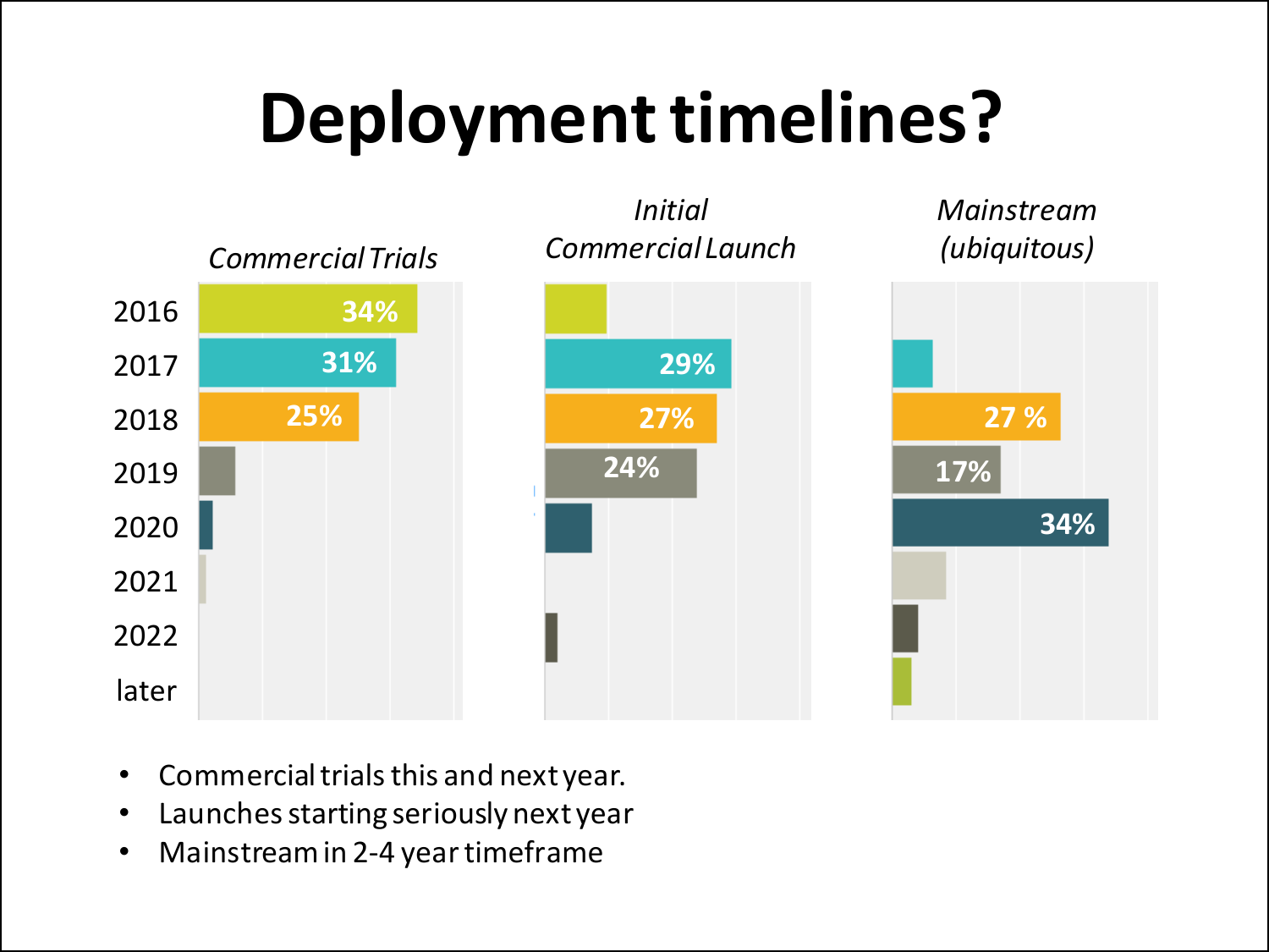# Deployment timelines?

| | Commercial Trials | Initial Commercial Launch | Mainstream (ubiquitous) |
|---|---|---|---|
| 2016 | 34% | | |
| 2017 | 31% | 29% | |
| 2018 | 25% | 27% | 27 % |
| 2019 | | 24% | 17% |
| 2020 | | | 34% |
| 2021 | | | |
| 2022 | | | |
| later | | | |

- Commercial trials this and next year.
- Launches starting seriously next year
- Mainstream in 2-4 year timeframe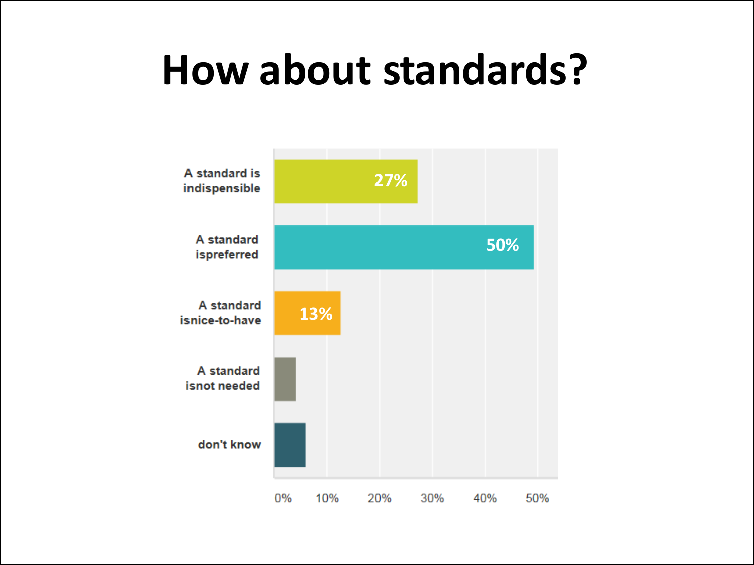# How about standards?

| Response | Percentage |
| --- | --- |
| A standard is indispensible | 27% |
| A standard ispreferred | 50% |
| A standard isnice-to-have | 13% |
| A standard isnot needed | |
| don't know | |

0% 10% 20% 30% 40% 50%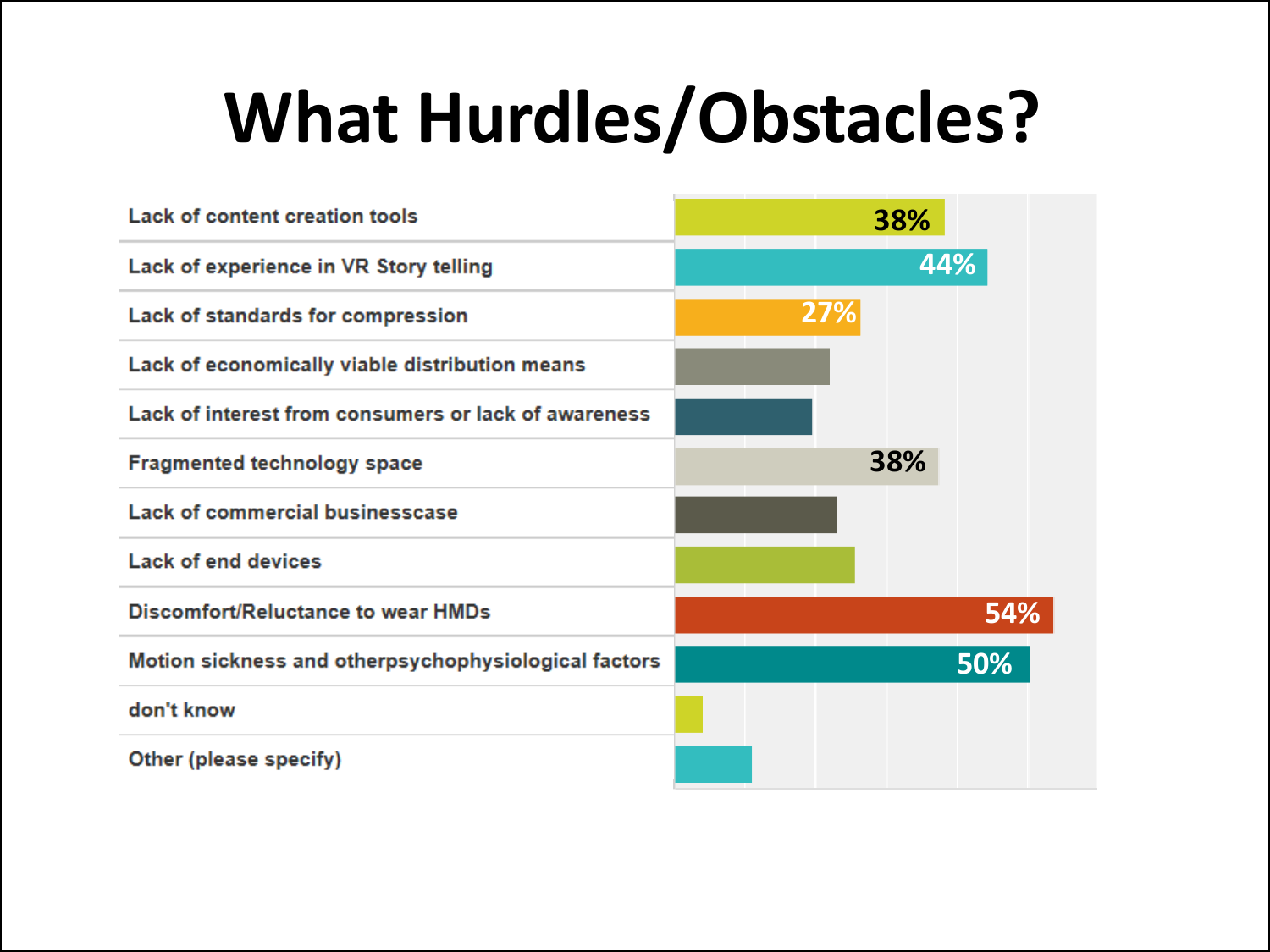# What Hurdles/Obstacles?

| Hurdle/Obstacle | Percentage |
|---|---|
| Lack of content creation tools | 38% |
| Lack of experience in VR Story telling | 44% |
| Lack of standards for compression | 27% |
| Lack of economically viable distribution means | |
| Lack of interest from consumers or lack of awareness | |
| Fragmented technology space | 38% |
| Lack of commercial businesscase | |
| Lack of end devices | |
| Discomfort/Reluctance to wear HMDs | 54% |
| Motion sickness and otherpsychophysiological factors | 50% |
| don't know | |
| Other (please specify) | |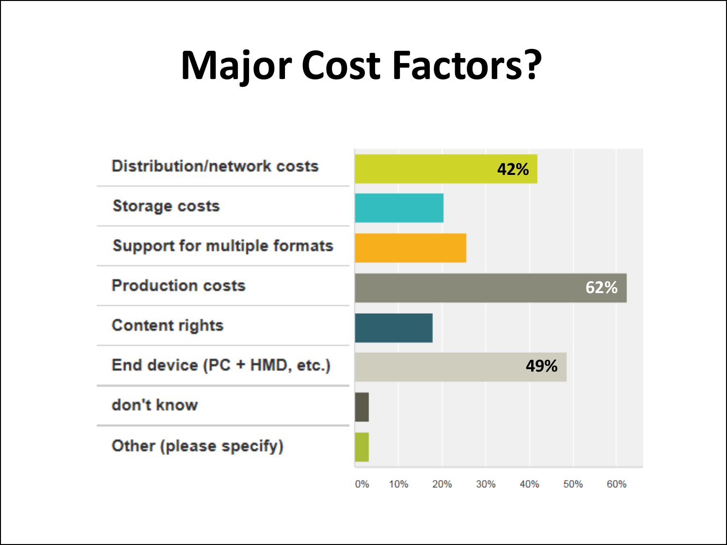# Major Cost Factors?

| Category | Percentage |
| --- | --- |
| Distribution/network costs | 42% |
| Storage costs | |
| Support for multiple formats | |
| Production costs | 62% |
| Content rights | |
| End device (PC + HMD, etc.) | 49% |
| don't know | |
| Other (please specify) | |

0% 10% 20% 30% 40% 50% 60%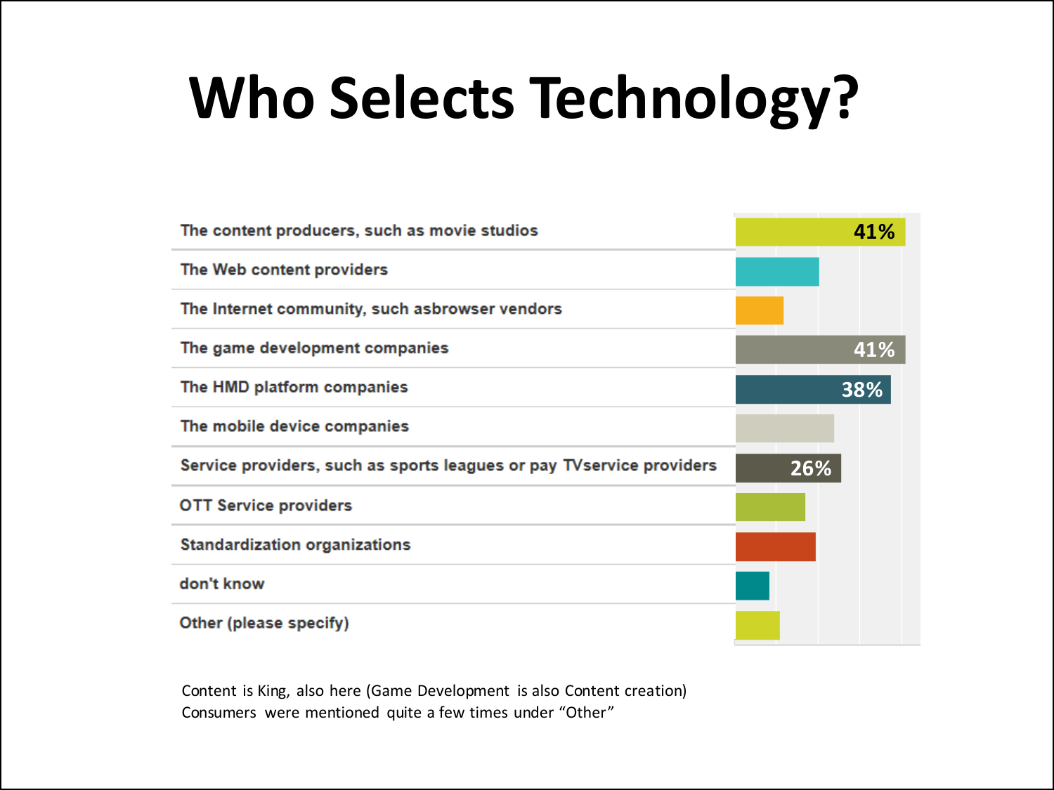# Who Selects Technology?

| Response | Percentage |
|---|---|
| The content producers, such as movie studios | 41% |
| The Web content providers | |
| The Internet community, such asbrowser vendors | |
| The game development companies | 41% |
| The HMD platform companies | 38% |
| The mobile device companies | |
| Service providers, such as sports leagues or pay TVservice providers | 26% |
| OTT Service providers | |
| Standardization organizations | |
| don't know | |
| Other (please specify) | |

Content is King, also here (Game Development is also Content creation)
Consumers were mentioned quite a few times under "Other"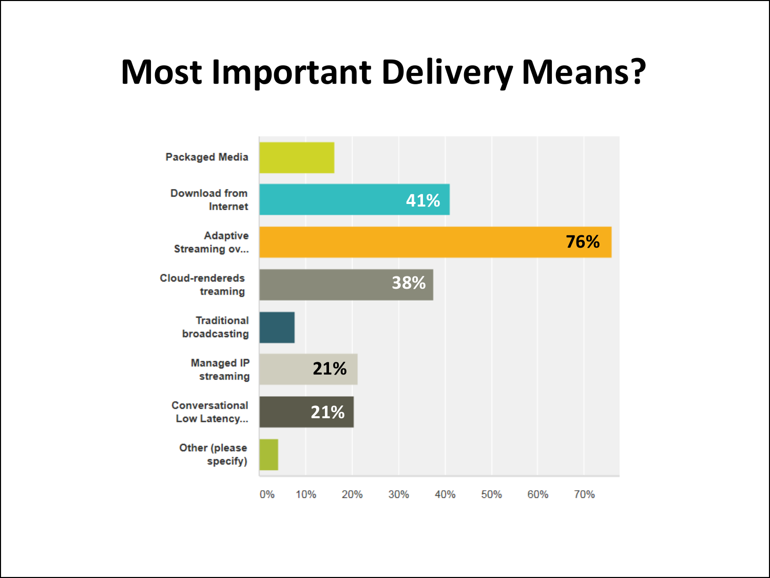# Most Important Delivery Means?

| Delivery Means | Percentage |
| --- | --- |
| Packaged Media | |
| Download from Internet | 41% |
| Adaptive Streaming ov... | 76% |
| Cloud-rendereds treaming | 38% |
| Traditional broadcasting | |
| Managed IP streaming | 21% |
| Conversational Low Latency... | 21% |
| Other (please specify) | |

0% 10% 20% 30% 40% 50% 60% 70%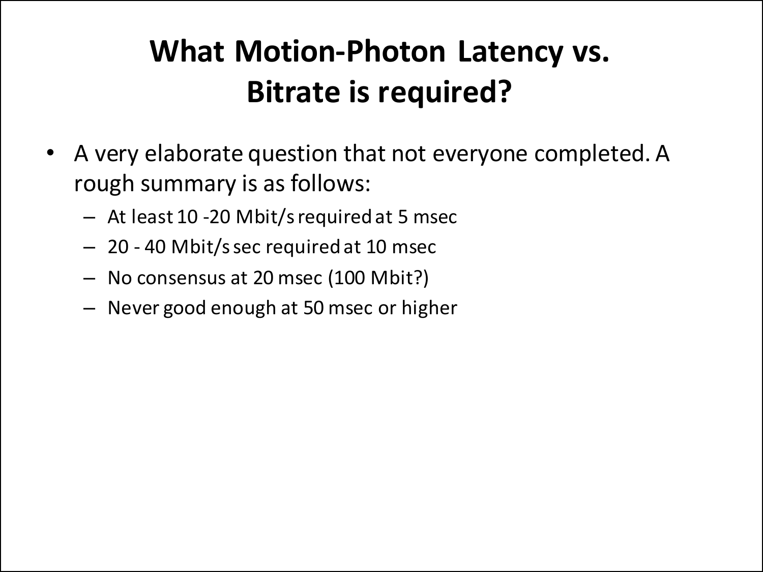# What Motion-Photon Latency vs. Bitrate is required?

- A very elaborate question that not everyone completed. A rough summary is as follows:
  - At least 10 -20 Mbit/s required at 5 msec
  - 20 - 40 Mbit/s sec required at 10 msec
  - No consensus at 20 msec (100 Mbit?)
  - Never good enough at 50 msec or higher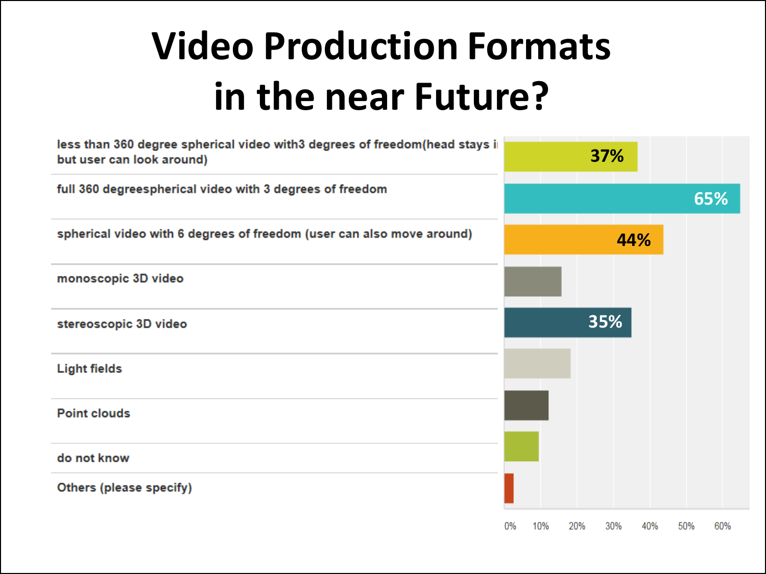# Video Production Formats in the near Future?

| Format | Percentage |
| --- | --- |
| less than 360 degree spherical video with3 degrees of freedom(head stays i but user can look around) | 37% |
| full 360 degreespherical video with 3 degrees of freedom | 65% |
| spherical video with 6 degrees of freedom (user can also move around) | 44% |
| monoscopic 3D video | |
| stereoscopic 3D video | 35% |
| Light fields | |
| Point clouds | |
| do not know | |
| Others (please specify) | |

0% 10% 20% 30% 40% 50% 60%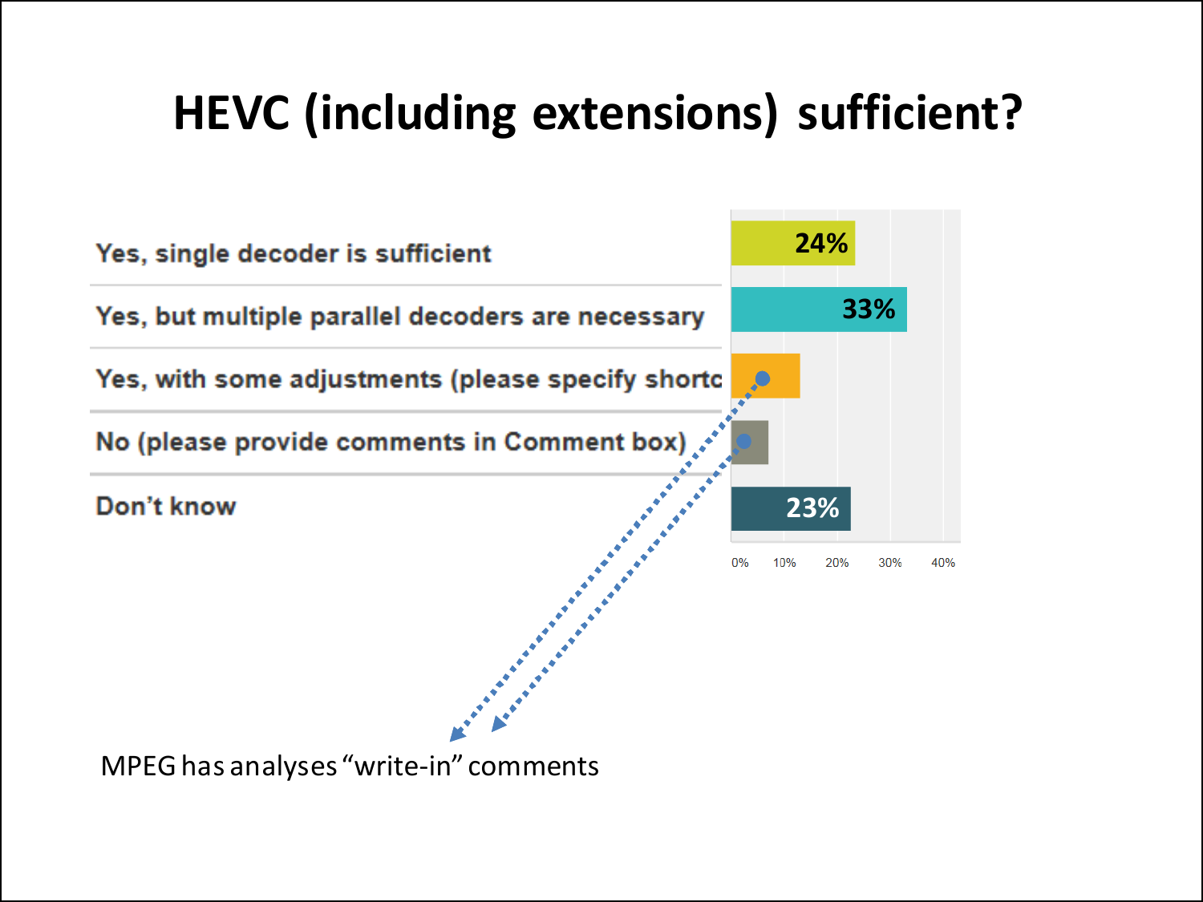# HEVC (including extensions) sufficient?

| Response | Percentage |
| --- | --- |
| Yes, single decoder is sufficient | 24% |
| Yes, but multiple parallel decoders are necessary | 33% |
| Yes, with some adjustments (please specify shortc | |
| No (please provide comments in Comment box) | |
| Don't know | 23% |

0% 10% 20% 30% 40%

MPEG has analyses "write-in" comments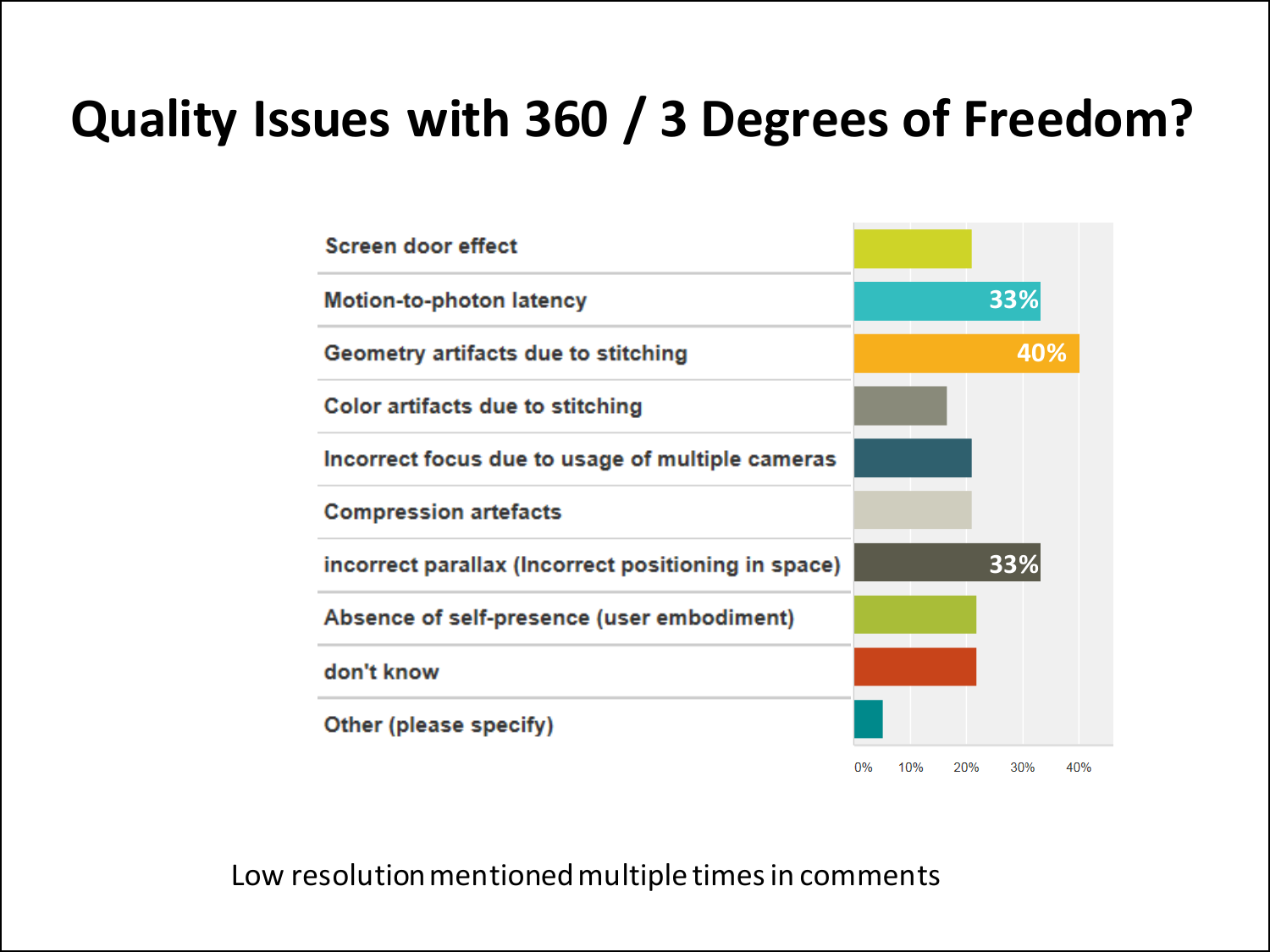# Quality Issues with 360 / 3 Degrees of Freedom?

| Issue | Percentage |
| --- | --- |
| Screen door effect | |
| Motion-to-photon latency | 33% |
| Geometry artifacts due to stitching | 40% |
| Color artifacts due to stitching | |
| Incorrect focus due to usage of multiple cameras | |
| Compression artefacts | |
| incorrect parallax (Incorrect positioning in space) | 33% |
| Absence of self-presence (user embodiment) | |
| don't know | |
| Other (please specify) | |

0% 10% 20% 30% 40%

Low resolution mentioned multiple times in comments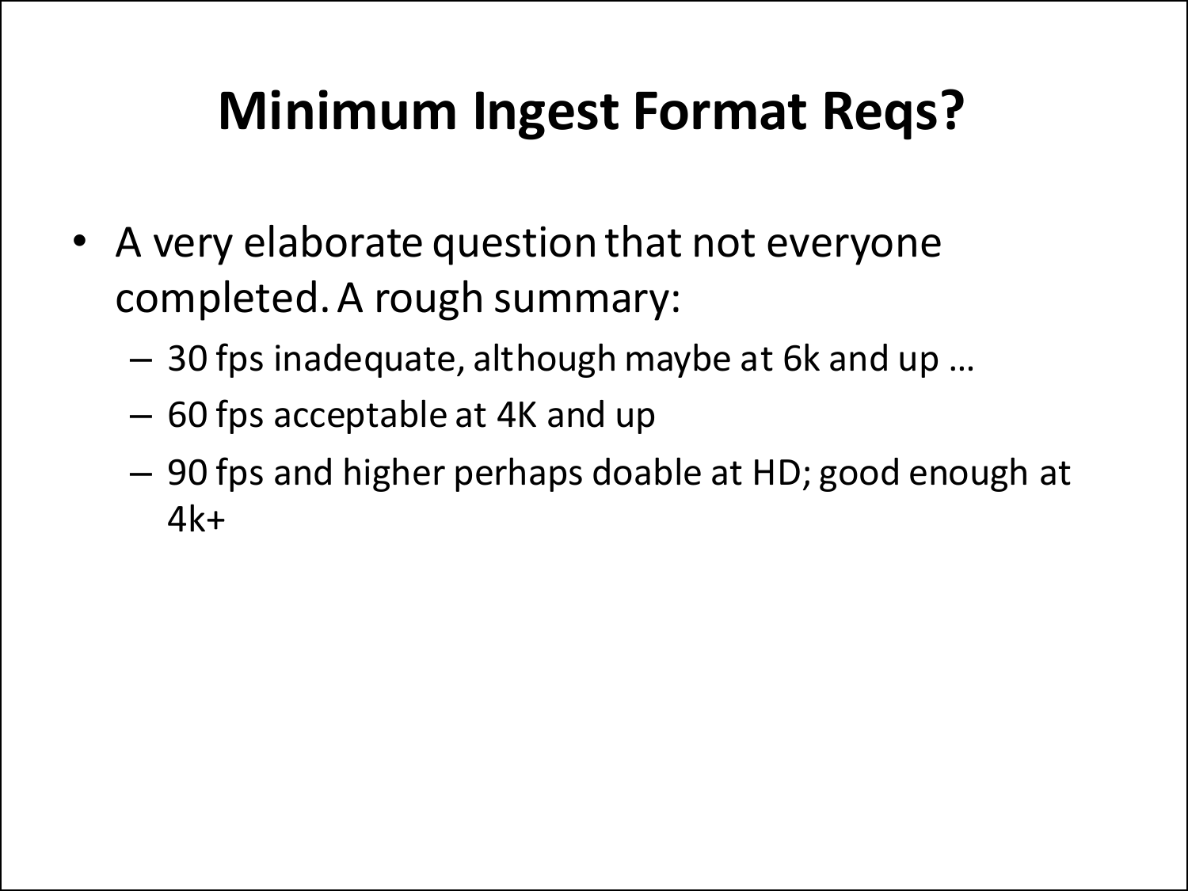# Minimum Ingest Format Reqs?

- A very elaborate question that not everyone completed. A rough summary:
  - 30 fps inadequate, although maybe at 6k and up …
  - 60 fps acceptable at 4K and up
  - 90 fps and higher perhaps doable at HD; good enough at 4k+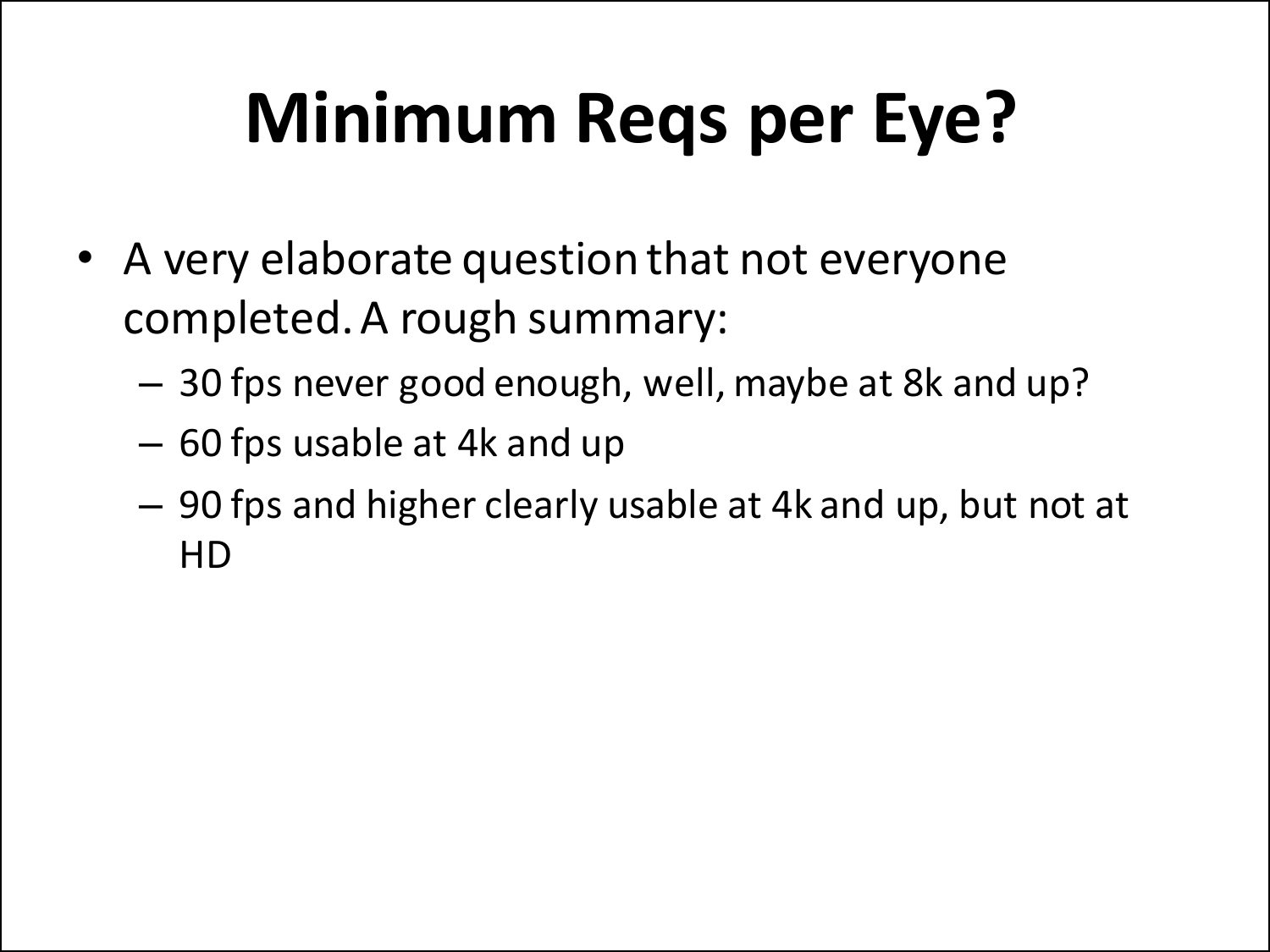# Minimum Reqs per Eye?

- A very elaborate question that not everyone completed. A rough summary:
  - 30 fps never good enough, well, maybe at 8k and up?
  - 60 fps usable at 4k and up
  - 90 fps and higher clearly usable at 4k and up, but not at HD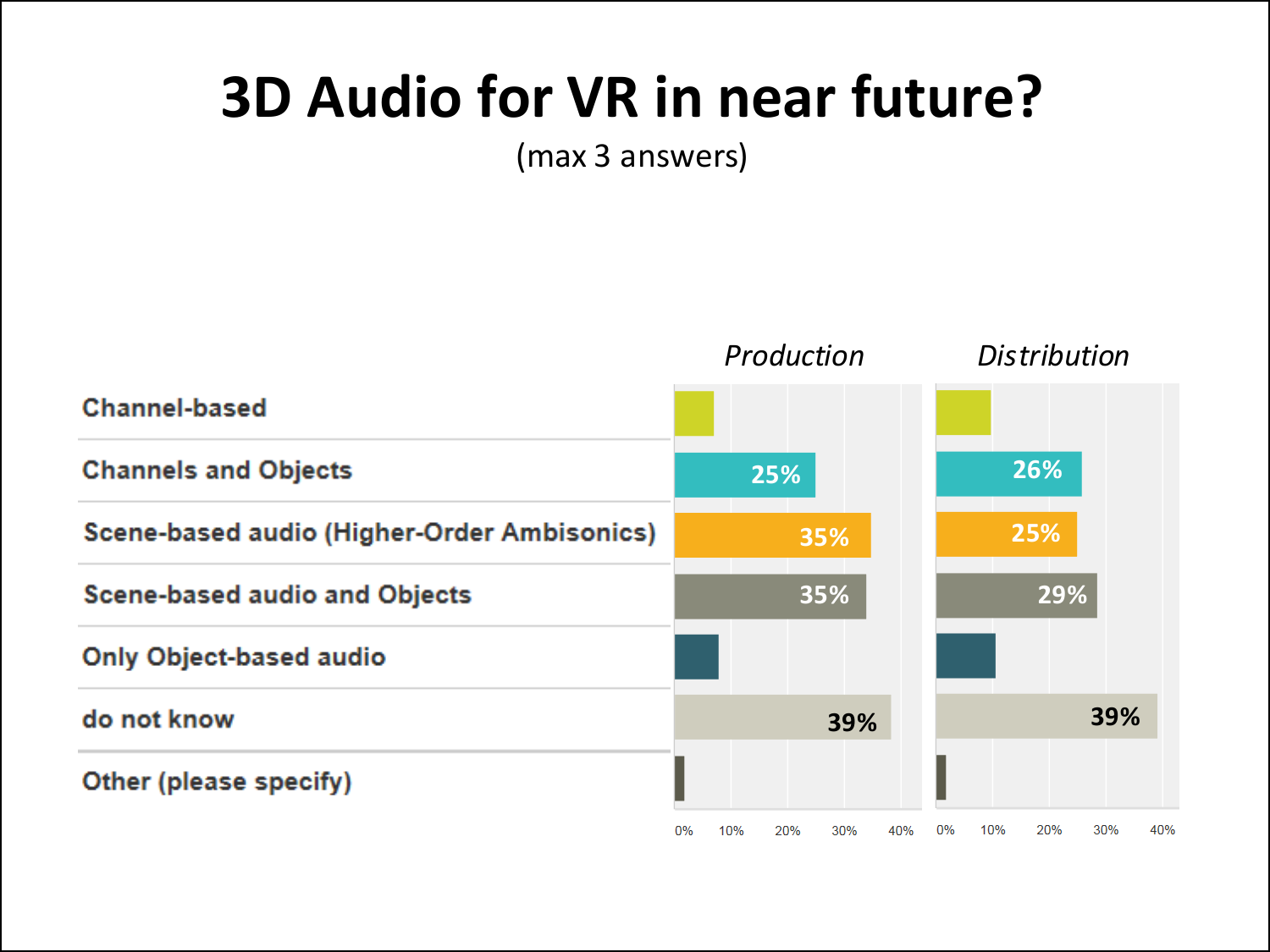# 3D Audio for VR in near future?

(max 3 answers)

| | *Production* | *Distribution* |
|---|---|---|
| Channel-based | | |
| Channels and Objects | 25% | 26% |
| Scene-based audio (Higher-Order Ambisonics) | 35% | 25% |
| Scene-based audio and Objects | 35% | 29% |
| Only Object-based audio | | |
| do not know | 39% | 39% |
| Other (please specify) | | |

0% 10% 20% 30% 40%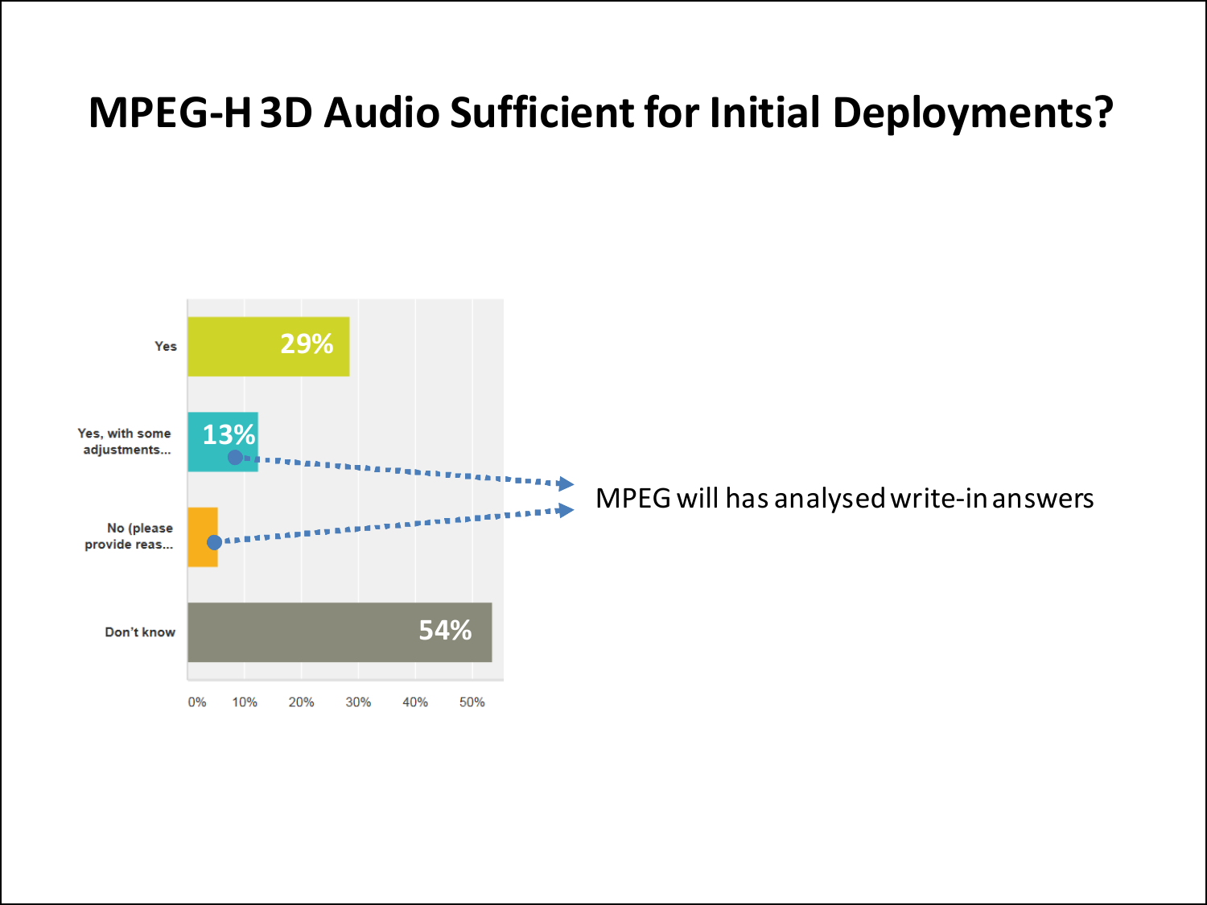# MPEG-H 3D Audio Sufficient for Initial Deployments?

| Response | Percentage |
|---|---|
| Yes | 29% |
| Yes, with some adjustments... | 13% |
| No (please provide reas... | |
| Don't know | 54% |

MPEG will has analysed write-in answers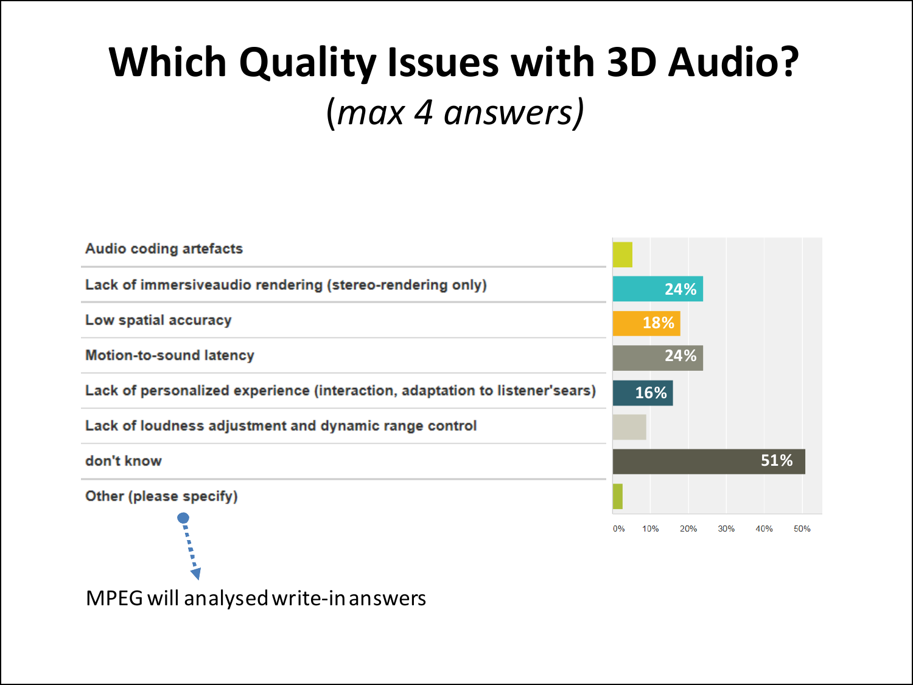# Which Quality Issues with 3D Audio?

*(max 4 answers)*

| Answer | Percentage |
| --- | --- |
| Audio coding artefacts | |
| Lack of immersiveaudio rendering (stereo-rendering only) | 24% |
| Low spatial accuracy | 18% |
| Motion-to-sound latency | 24% |
| Lack of personalized experience (interaction, adaptation to listener'sears) | 16% |
| Lack of loudness adjustment and dynamic range control | |
| don't know | 51% |
| Other (please specify) | |

0% 10% 20% 30% 40% 50%

MPEG will analysed write-in answers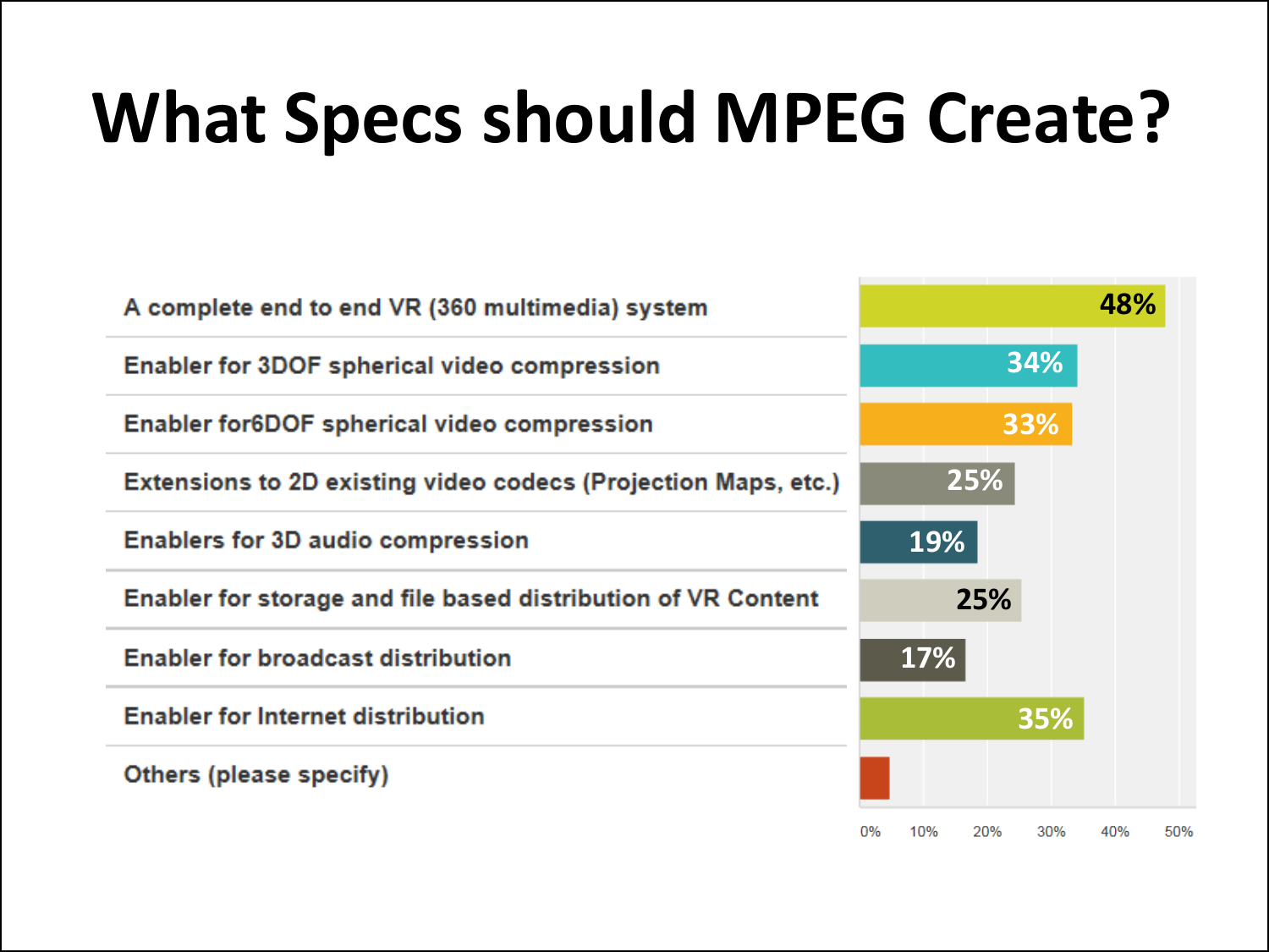# What Specs should MPEG Create?

| Option | Percentage |
| --- | --- |
| A complete end to end VR (360 multimedia) system | 48% |
| Enabler for 3DOF spherical video compression | 34% |
| Enabler for6DOF spherical video compression | 33% |
| Extensions to 2D existing video codecs (Projection Maps, etc.) | 25% |
| Enablers for 3D audio compression | 19% |
| Enabler for storage and file based distribution of VR Content | 25% |
| Enabler for broadcast distribution | 17% |
| Enabler for Internet distribution | 35% |
| Others (please specify) | |

0% 10% 20% 30% 40% 50%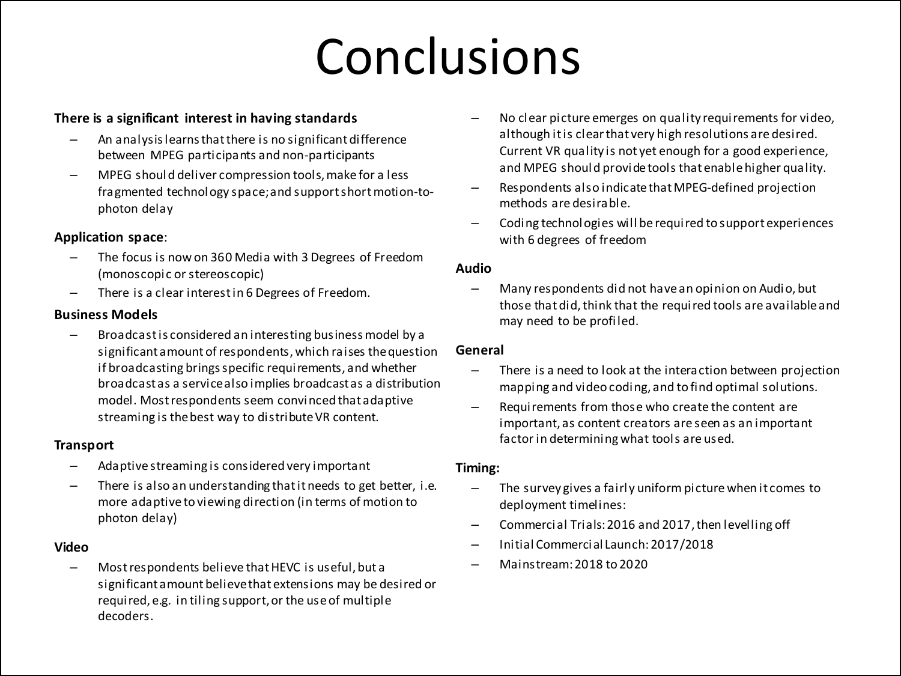# Conclusions

**There is a significant interest in having standards**

- An analysis learns that there is no significant difference between MPEG participants and non-participants
- MPEG should deliver compression tools, make for a less fragmented technology space; and support short motion-to-photon delay

**Application space**:

- The focus is now on 360 Media with 3 Degrees of Freedom (monoscopic or stereoscopic)
- There is a clear interest in 6 Degrees of Freedom.

**Business Models**

- Broadcast is considered an interesting business model by a significant amount of respondents, which raises the question if broadcasting brings specific requirements, and whether broadcast as a service also implies broadcast as a distribution model. Most respondents seem convinced that adaptive streaming is the best way to distribute VR content.

**Transport**

- Adaptive streaming is considered very important
- There is also an understanding that it needs to get better, i.e. more adaptive to viewing direction (in terms of motion to photon delay)

**Video**

- Most respondents believe that HEVC is useful, but a significant amount believe that extensions may be desired or required, e.g. in tiling support, or the use of multiple decoders.
- No clear picture emerges on quality requirements for video, although it is clear that very high resolutions are desired. Current VR quality is not yet enough for a good experience, and MPEG should provide tools that enable higher quality.
- Respondents also indicate that MPEG-defined projection methods are desirable.
- Coding technologies will be required to support experiences with 6 degrees of freedom

**Audio**

- Many respondents did not have an opinion on Audio, but those that did, think that the required tools are available and may need to be profiled.

**General**

- There is a need to look at the interaction between projection mapping and video coding, and to find optimal solutions.
- Requirements from those who create the content are important, as content creators are seen as an important factor in determining what tools are used.

**Timing:**

- The survey gives a fairly uniform picture when it comes to deployment timelines:
- Commercial Trials: 2016 and 2017, then levelling off
- Initial Commercial Launch: 2017/2018
- Mainstream: 2018 to 2020